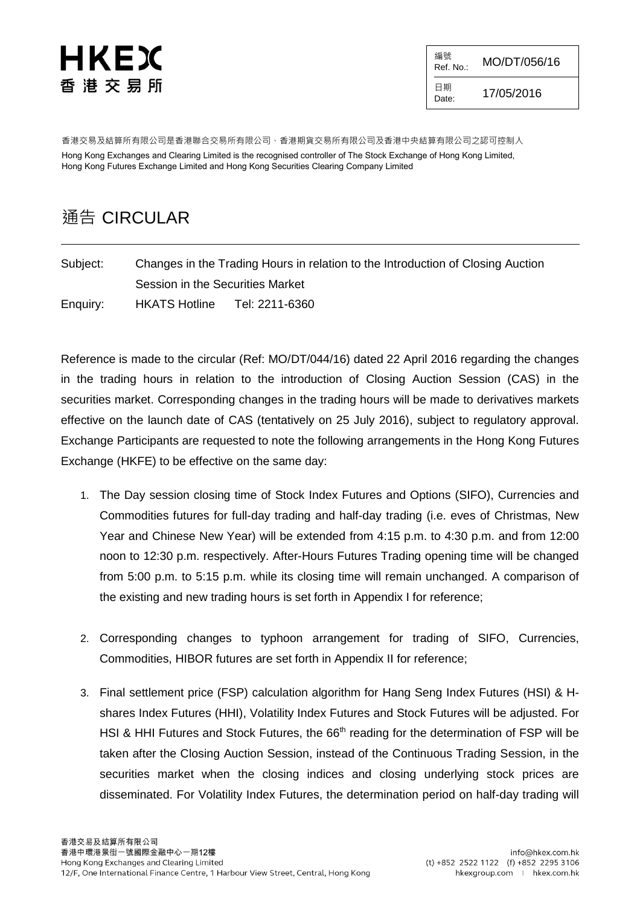HKEX
香港交易所

| 編號 Ref. No.: | MO/DT/056/16 |
| --- | --- |
| 日期 Date: | 17/05/2016 |

香港交易及結算所有限公司是香港聯合交易所有限公司、香港期貨交易所有限公司及香港中央結算有限公司之認可控制人

Hong Kong Exchanges and Clearing Limited is the recognised controller of The Stock Exchange of Hong Kong Limited, Hong Kong Futures Exchange Limited and Hong Kong Securities Clearing Company Limited

# 通告 CIRCULAR

Subject: Changes in the Trading Hours in relation to the Introduction of Closing Auction Session in the Securities Market

Enquiry: HKATS Hotline Tel: 2211-6360

Reference is made to the circular (Ref: MO/DT/044/16) dated 22 April 2016 regarding the changes in the trading hours in relation to the introduction of Closing Auction Session (CAS) in the securities market. Corresponding changes in the trading hours will be made to derivatives markets effective on the launch date of CAS (tentatively on 25 July 2016), subject to regulatory approval. Exchange Participants are requested to note the following arrangements in the Hong Kong Futures Exchange (HKFE) to be effective on the same day:

1. The Day session closing time of Stock Index Futures and Options (SIFO), Currencies and Commodities futures for full-day trading and half-day trading (i.e. eves of Christmas, New Year and Chinese New Year) will be extended from 4:15 p.m. to 4:30 p.m. and from 12:00 noon to 12:30 p.m. respectively. After-Hours Futures Trading opening time will be changed from 5:00 p.m. to 5:15 p.m. while its closing time will remain unchanged. A comparison of the existing and new trading hours is set forth in Appendix I for reference;

2. Corresponding changes to typhoon arrangement for trading of SIFO, Currencies, Commodities, HIBOR futures are set forth in Appendix II for reference;

3. Final settlement price (FSP) calculation algorithm for Hang Seng Index Futures (HSI) & H-shares Index Futures (HHI), Volatility Index Futures and Stock Futures will be adjusted. For HSI & HHI Futures and Stock Futures, the 66th reading for the determination of FSP will be taken after the Closing Auction Session, instead of the Continuous Trading Session, in the securities market when the closing indices and closing underlying stock prices are disseminated. For Volatility Index Futures, the determination period on half-day trading will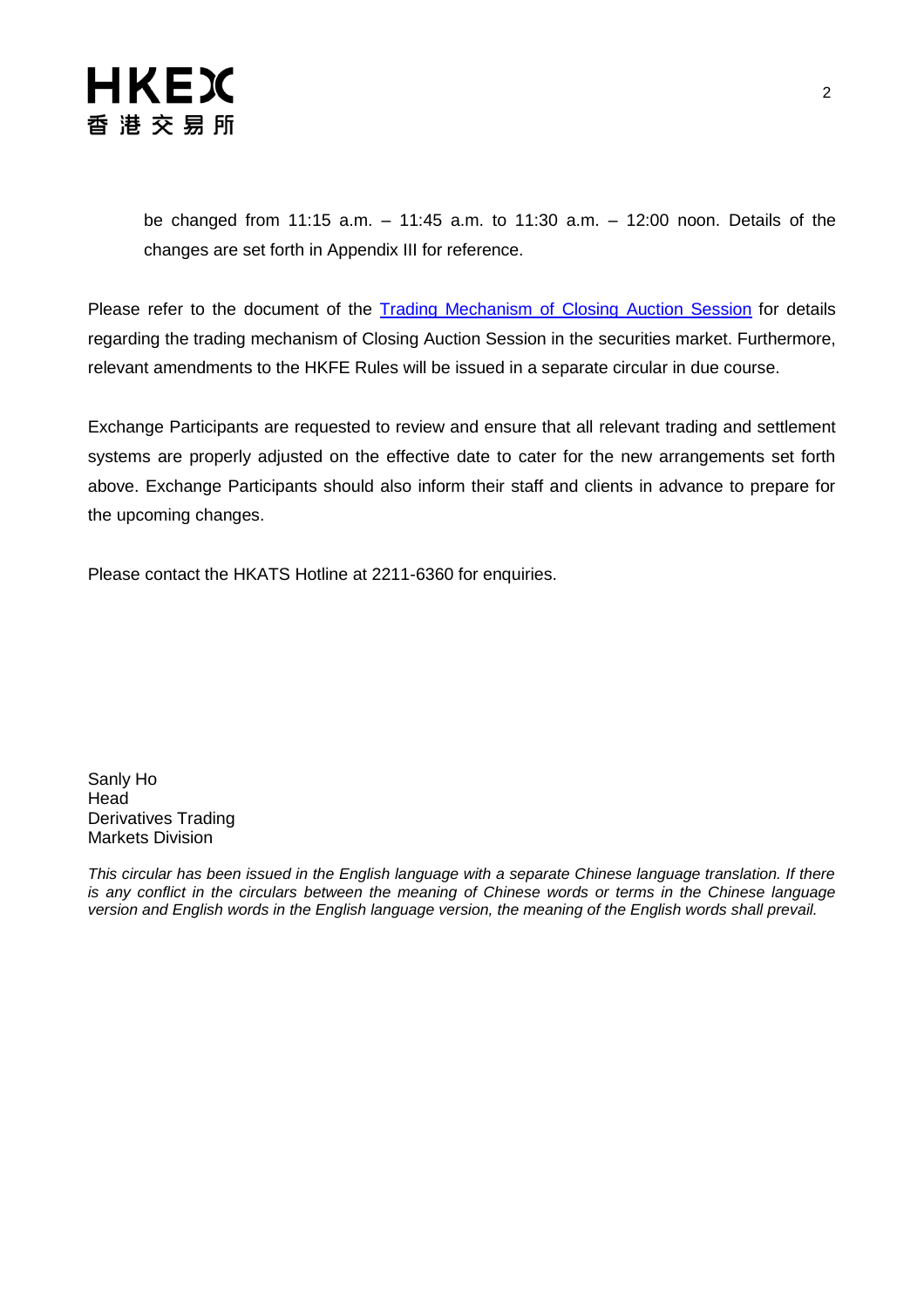be changed from 11:15 a.m. – 11:45 a.m. to 11:30 a.m. – 12:00 noon. Details of the changes are set forth in Appendix III for reference.

Please refer to the document of the Trading Mechanism of Closing Auction Session for details regarding the trading mechanism of Closing Auction Session in the securities market. Furthermore, relevant amendments to the HKFE Rules will be issued in a separate circular in due course.

Exchange Participants are requested to review and ensure that all relevant trading and settlement systems are properly adjusted on the effective date to cater for the new arrangements set forth above. Exchange Participants should also inform their staff and clients in advance to prepare for the upcoming changes.

Please contact the HKATS Hotline at 2211-6360 for enquiries.

Sanly Ho
Head
Derivatives Trading
Markets Division

*This circular has been issued in the English language with a separate Chinese language translation. If there is any conflict in the circulars between the meaning of Chinese words or terms in the Chinese language version and English words in the English language version, the meaning of the English words shall prevail.*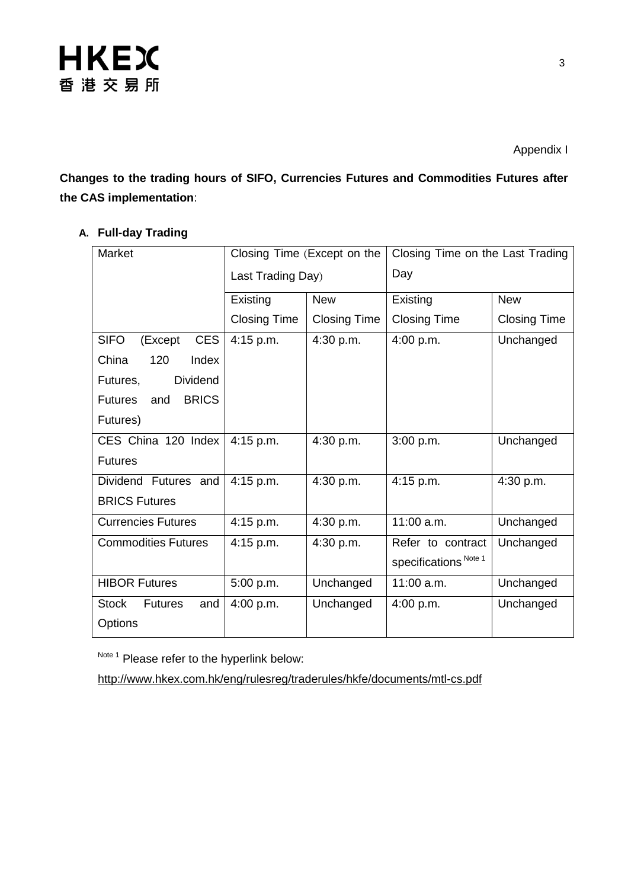Appendix I

**Changes to the trading hours of SIFO, Currencies Futures and Commodities Futures after the CAS implementation**:

**A. Full-day Trading**

| Market | Closing Time (Except on the Last Trading Day) | | Closing Time on the Last Trading Day | |
|---|---|---|---|---|
| | Existing Closing Time | New Closing Time | Existing Closing Time | New Closing Time |
| SIFO (Except CES China 120 Index Futures, Dividend Futures and BRICS Futures) | 4:15 p.m. | 4:30 p.m. | 4:00 p.m. | Unchanged |
| CES China 120 Index Futures | 4:15 p.m. | 4:30 p.m. | 3:00 p.m. | Unchanged |
| Dividend Futures and BRICS Futures | 4:15 p.m. | 4:30 p.m. | 4:15 p.m. | 4:30 p.m. |
| Currencies Futures | 4:15 p.m. | 4:30 p.m. | 11:00 a.m. | Unchanged |
| Commodities Futures | 4:15 p.m. | 4:30 p.m. | Refer to contract specifications [Note 1] | Unchanged |
| HIBOR Futures | 5:00 p.m. | Unchanged | 11:00 a.m. | Unchanged |
| Stock Futures and Options | 4:00 p.m. | Unchanged | 4:00 p.m. | Unchanged |

[Note 1] Please refer to the hyperlink below:

http://www.hkex.com.hk/eng/rulesreg/traderules/hkfe/documents/mtl-cs.pdf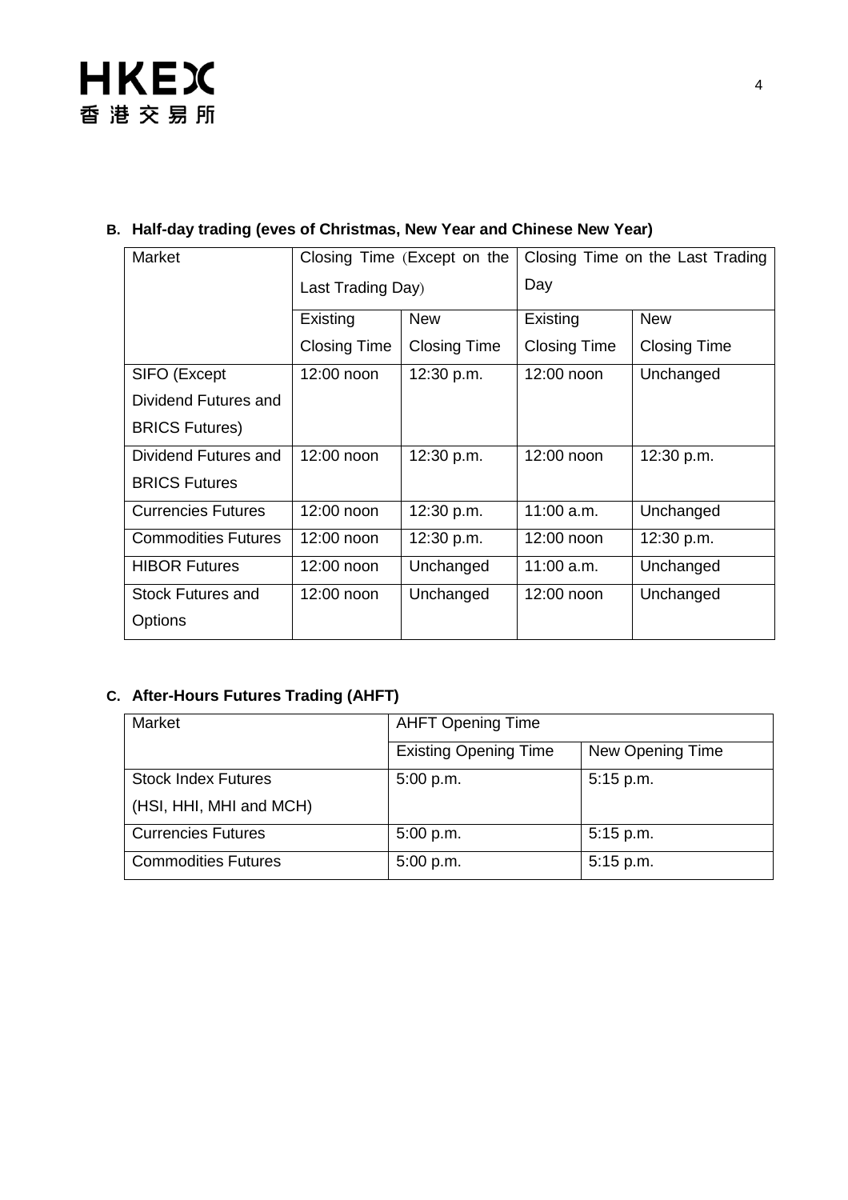**B. Half-day trading (eves of Christmas, New Year and Chinese New Year)**

| Market | Closing Time (Except on the Last Trading Day) | | Closing Time on the Last Trading Day | |
|---|---|---|---|---|
| | Existing Closing Time | New Closing Time | Existing Closing Time | New Closing Time |
| SIFO (Except Dividend Futures and BRICS Futures) | 12:00 noon | 12:30 p.m. | 12:00 noon | Unchanged |
| Dividend Futures and BRICS Futures | 12:00 noon | 12:30 p.m. | 12:00 noon | 12:30 p.m. |
| Currencies Futures | 12:00 noon | 12:30 p.m. | 11:00 a.m. | Unchanged |
| Commodities Futures | 12:00 noon | 12:30 p.m. | 12:00 noon | 12:30 p.m. |
| HIBOR Futures | 12:00 noon | Unchanged | 11:00 a.m. | Unchanged |
| Stock Futures and Options | 12:00 noon | Unchanged | 12:00 noon | Unchanged |

**C. After-Hours Futures Trading (AHFT)**

| Market | AHFT Opening Time | |
|---|---|---|
| | Existing Opening Time | New Opening Time |
| Stock Index Futures (HSI, HHI, MHI and MCH) | 5:00 p.m. | 5:15 p.m. |
| Currencies Futures | 5:00 p.m. | 5:15 p.m. |
| Commodities Futures | 5:00 p.m. | 5:15 p.m. |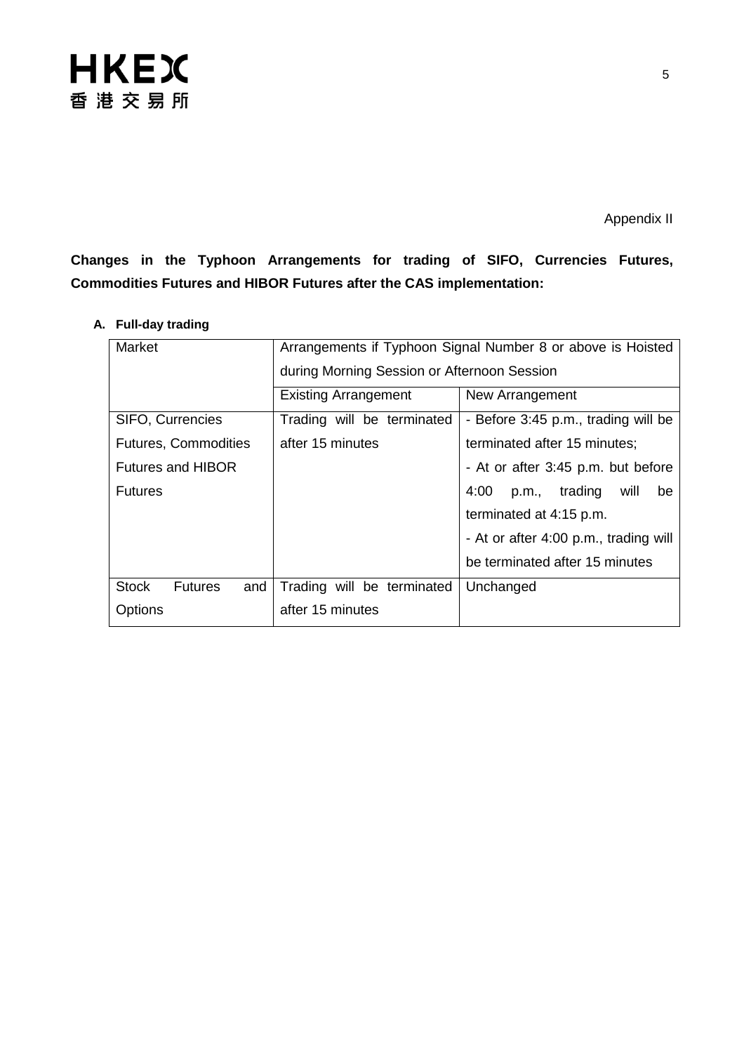Appendix II

**Changes in the Typhoon Arrangements for trading of SIFO, Currencies Futures, Commodities Futures and HIBOR Futures after the CAS implementation:**

**A. Full-day trading**

| Market | Arrangements if Typhoon Signal Number 8 or above is Hoisted during Morning Session or Afternoon Session | |
|---|---|---|
| | Existing Arrangement | New Arrangement |
| SIFO, Currencies Futures, Commodities Futures and HIBOR Futures | Trading will be terminated after 15 minutes | - Before 3:45 p.m., trading will be terminated after 15 minutes;<br>- At or after 3:45 p.m. but before 4:00 p.m., trading will be terminated at 4:15 p.m.<br>- At or after 4:00 p.m., trading will be terminated after 15 minutes |
| Stock Futures and Options | Trading will be terminated after 15 minutes | Unchanged |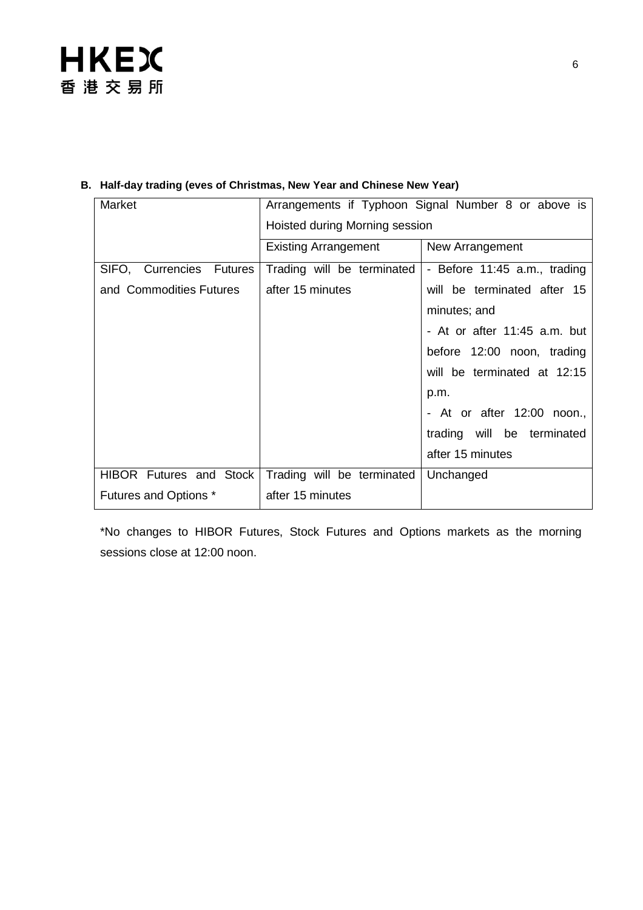**B. Half-day trading (eves of Christmas, New Year and Chinese New Year)**

| Market | Arrangements if Typhoon Signal Number 8 or above is Hoisted during Morning session | |
|---|---|---|
| | Existing Arrangement | New Arrangement |
| SIFO, Currencies Futures and Commodities Futures | Trading will be terminated after 15 minutes | - Before 11:45 a.m., trading will be terminated after 15 minutes; and<br>- At or after 11:45 a.m. but before 12:00 noon, trading will be terminated at 12:15 p.m.<br>- At or after 12:00 noon., trading will be terminated after 15 minutes |
| HIBOR Futures and Stock Futures and Options * | Trading will be terminated after 15 minutes | Unchanged |

*No changes to HIBOR Futures, Stock Futures and Options markets as the morning sessions close at 12:00 noon.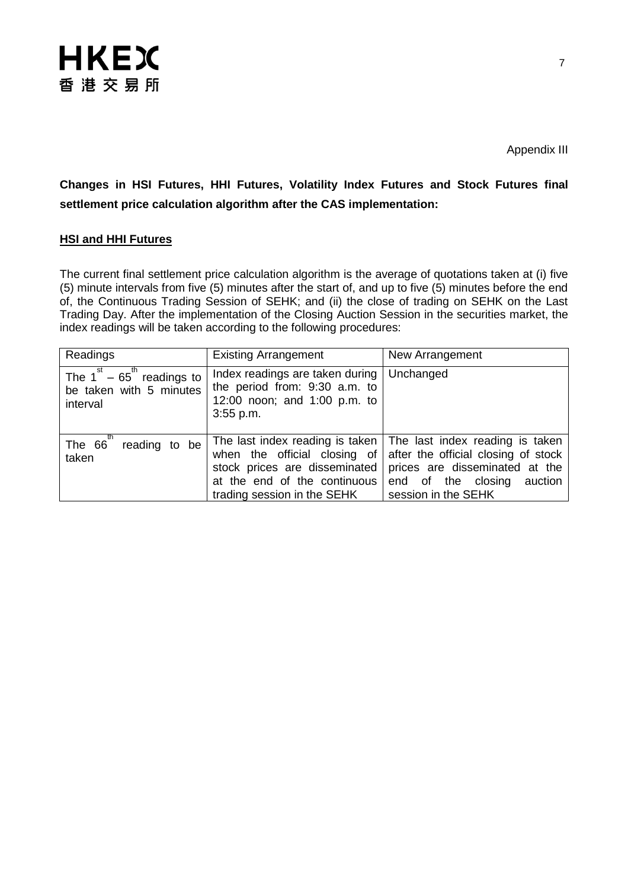Appendix III

**Changes in HSI Futures, HHI Futures, Volatility Index Futures and Stock Futures final settlement price calculation algorithm after the CAS implementation:**

**HSI and HHI Futures**

The current final settlement price calculation algorithm is the average of quotations taken at (i) five (5) minute intervals from five (5) minutes after the start of, and up to five (5) minutes before the end of, the Continuous Trading Session of SEHK; and (ii) the close of trading on SEHK on the Last Trading Day. After the implementation of the Closing Auction Session in the securities market, the index readings will be taken according to the following procedures:

| Readings | Existing Arrangement | New Arrangement |
|---|---|---|
| The 1st – 65th readings to be taken with 5 minutes interval | Index readings are taken during the period from: 9:30 a.m. to 12:00 noon; and 1:00 p.m. to 3:55 p.m. | Unchanged |
| The 66th reading to be taken | The last index reading is taken when the official closing of stock prices are disseminated at the end of the continuous trading session in the SEHK | The last index reading is taken after the official closing of stock prices are disseminated at the end of the closing auction session in the SEHK |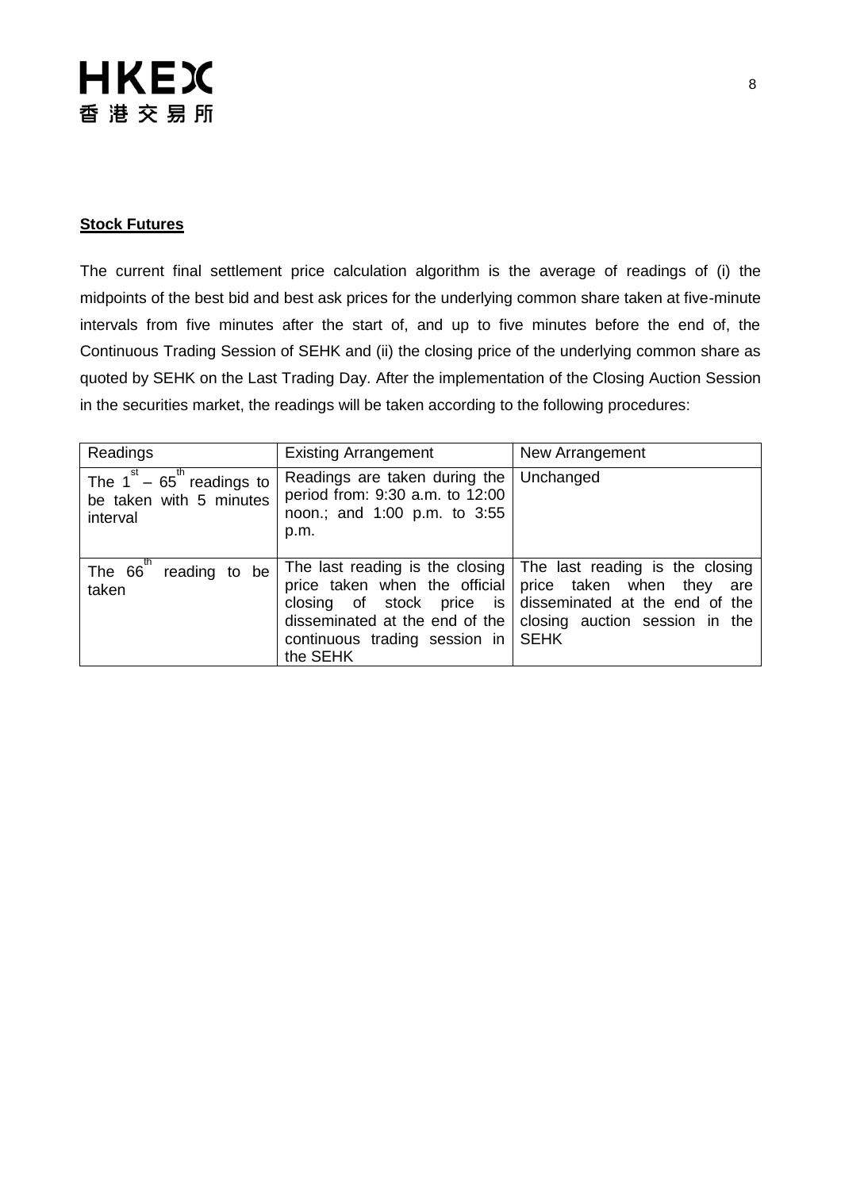**Stock Futures**

The current final settlement price calculation algorithm is the average of readings of (i) the midpoints of the best bid and best ask prices for the underlying common share taken at five-minute intervals from five minutes after the start of, and up to five minutes before the end of, the Continuous Trading Session of SEHK and (ii) the closing price of the underlying common share as quoted by SEHK on the Last Trading Day. After the implementation of the Closing Auction Session in the securities market, the readings will be taken according to the following procedures:

| Readings | Existing Arrangement | New Arrangement |
|---|---|---|
| The 1st – 65th readings to be taken with 5 minutes interval | Readings are taken during the period from: 9:30 a.m. to 12:00 noon.; and 1:00 p.m. to 3:55 p.m. | Unchanged |
| The 66th reading to be taken | The last reading is the closing price taken when the official closing of stock price is disseminated at the end of the continuous trading session in the SEHK | The last reading is the closing price taken when they are disseminated at the end of the closing auction session in the SEHK |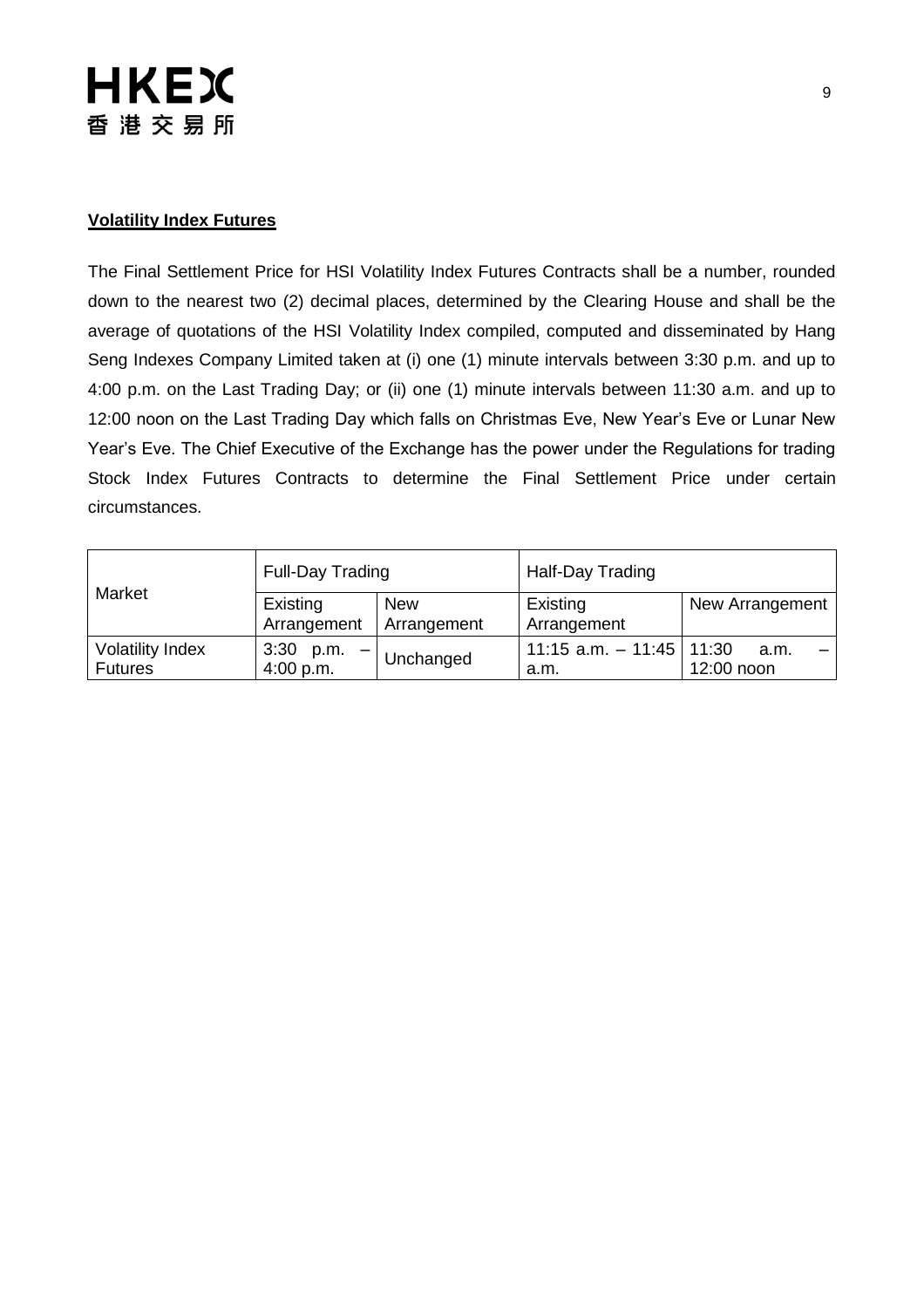**Volatility Index Futures**

The Final Settlement Price for HSI Volatility Index Futures Contracts shall be a number, rounded down to the nearest two (2) decimal places, determined by the Clearing House and shall be the average of quotations of the HSI Volatility Index compiled, computed and disseminated by Hang Seng Indexes Company Limited taken at (i) one (1) minute intervals between 3:30 p.m. and up to 4:00 p.m. on the Last Trading Day; or (ii) one (1) minute intervals between 11:30 a.m. and up to 12:00 noon on the Last Trading Day which falls on Christmas Eve, New Year's Eve or Lunar New Year's Eve. The Chief Executive of the Exchange has the power under the Regulations for trading Stock Index Futures Contracts to determine the Final Settlement Price under certain circumstances.

| Market | Full-Day Trading | | Half-Day Trading | |
|---|---|---|---|---|
| | Existing Arrangement | New Arrangement | Existing Arrangement | New Arrangement |
| Volatility Index Futures | 3:30 p.m. – 4:00 p.m. | Unchanged | 11:15 a.m. – 11:45 a.m. | 11:30 a.m. – 12:00 noon |